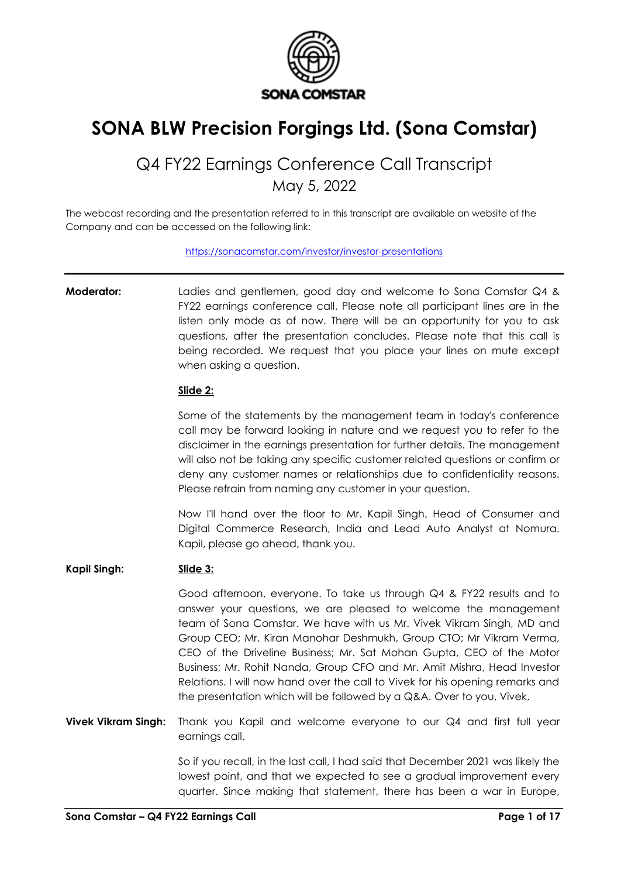SONA COMSTAR

# SONA BLW Precision Forgings Ltd. (Sona Comstar)

## Q4 FY22 Earnings Conference Call Transcript

May 5, 2022

The webcast recording and the presentation referred to in this transcript are available on website of the Company and can be accessed on the following link:

https://sonacomstar.com/investor/investor-presentations

---

**Moderator:** Ladies and gentlemen, good day and welcome to Sona Comstar Q4 & FY22 earnings conference call. Please note all participant lines are in the listen only mode as of now. There will be an opportunity for you to ask questions, after the presentation concludes. Please note that this call is being recorded. We request that you place your lines on mute except when asking a question.

**Slide 2:**

Some of the statements by the management team in today's conference call may be forward looking in nature and we request you to refer to the disclaimer in the earnings presentation for further details. The management will also not be taking any specific customer related questions or confirm or deny any customer names or relationships due to confidentiality reasons. Please refrain from naming any customer in your question.

Now I'll hand over the floor to Mr. Kapil Singh, Head of Consumer and Digital Commerce Research, India and Lead Auto Analyst at Nomura. Kapil, please go ahead, thank you.

**Kapil Singh:** **Slide 3:**

Good afternoon, everyone. To take us through Q4 & FY22 results and to answer your questions, we are pleased to welcome the management team of Sona Comstar. We have with us Mr. Vivek Vikram Singh, MD and Group CEO; Mr. Kiran Manohar Deshmukh, Group CTO; Mr Vikram Verma, CEO of the Driveline Business; Mr. Sat Mohan Gupta, CEO of the Motor Business; Mr. Rohit Nanda, Group CFO and Mr. Amit Mishra, Head Investor Relations. I will now hand over the call to Vivek for his opening remarks and the presentation which will be followed by a Q&A. Over to you, Vivek.

**Vivek Vikram Singh:** Thank you Kapil and welcome everyone to our Q4 and first full year earnings call.

So if you recall, in the last call, I had said that December 2021 was likely the lowest point, and that we expected to see a gradual improvement every quarter. Since making that statement, there has been a war in Europe,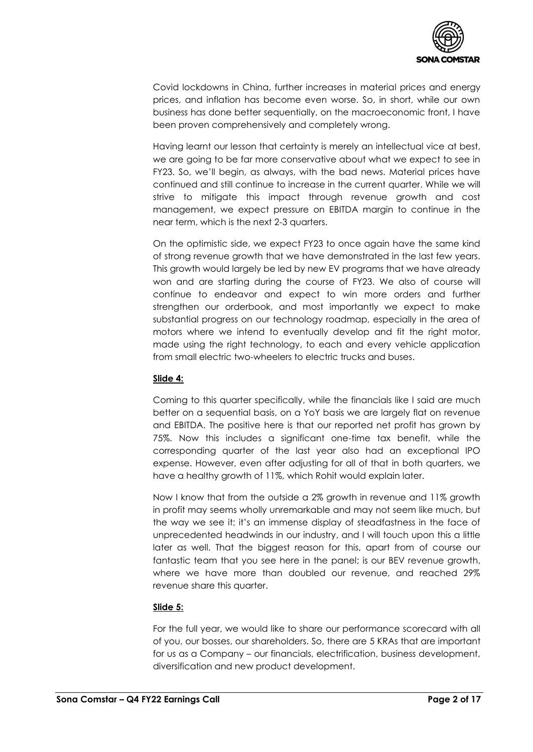Covid lockdowns in China, further increases in material prices and energy prices, and inflation has become even worse. So, in short, while our own business has done better sequentially, on the macroeconomic front, I have been proven comprehensively and completely wrong.

Having learnt our lesson that certainty is merely an intellectual vice at best, we are going to be far more conservative about what we expect to see in FY23. So, we'll begin, as always, with the bad news. Material prices have continued and still continue to increase in the current quarter. While we will strive to mitigate this impact through revenue growth and cost management, we expect pressure on EBITDA margin to continue in the near term, which is the next 2-3 quarters.

On the optimistic side, we expect FY23 to once again have the same kind of strong revenue growth that we have demonstrated in the last few years. This growth would largely be led by new EV programs that we have already won and are starting during the course of FY23. We also of course will continue to endeavor and expect to win more orders and further strengthen our orderbook, and most importantly we expect to make substantial progress on our technology roadmap, especially in the area of motors where we intend to eventually develop and fit the right motor, made using the right technology, to each and every vehicle application from small electric two-wheelers to electric trucks and buses.

**Slide 4:**

Coming to this quarter specifically, while the financials like I said are much better on a sequential basis, on a YoY basis we are largely flat on revenue and EBITDA. The positive here is that our reported net profit has grown by 75%. Now this includes a significant one-time tax benefit, while the corresponding quarter of the last year also had an exceptional IPO expense. However, even after adjusting for all of that in both quarters, we have a healthy growth of 11%, which Rohit would explain later.

Now I know that from the outside a 2% growth in revenue and 11% growth in profit may seems wholly unremarkable and may not seem like much, but the way we see it; it's an immense display of steadfastness in the face of unprecedented headwinds in our industry, and I will touch upon this a little later as well. That the biggest reason for this, apart from of course our fantastic team that you see here in the panel; is our BEV revenue growth, where we have more than doubled our revenue, and reached 29% revenue share this quarter.

**Slide 5:**

For the full year, we would like to share our performance scorecard with all of you, our bosses, our shareholders. So, there are 5 KRAs that are important for us as a Company – our financials, electrification, business development, diversification and new product development.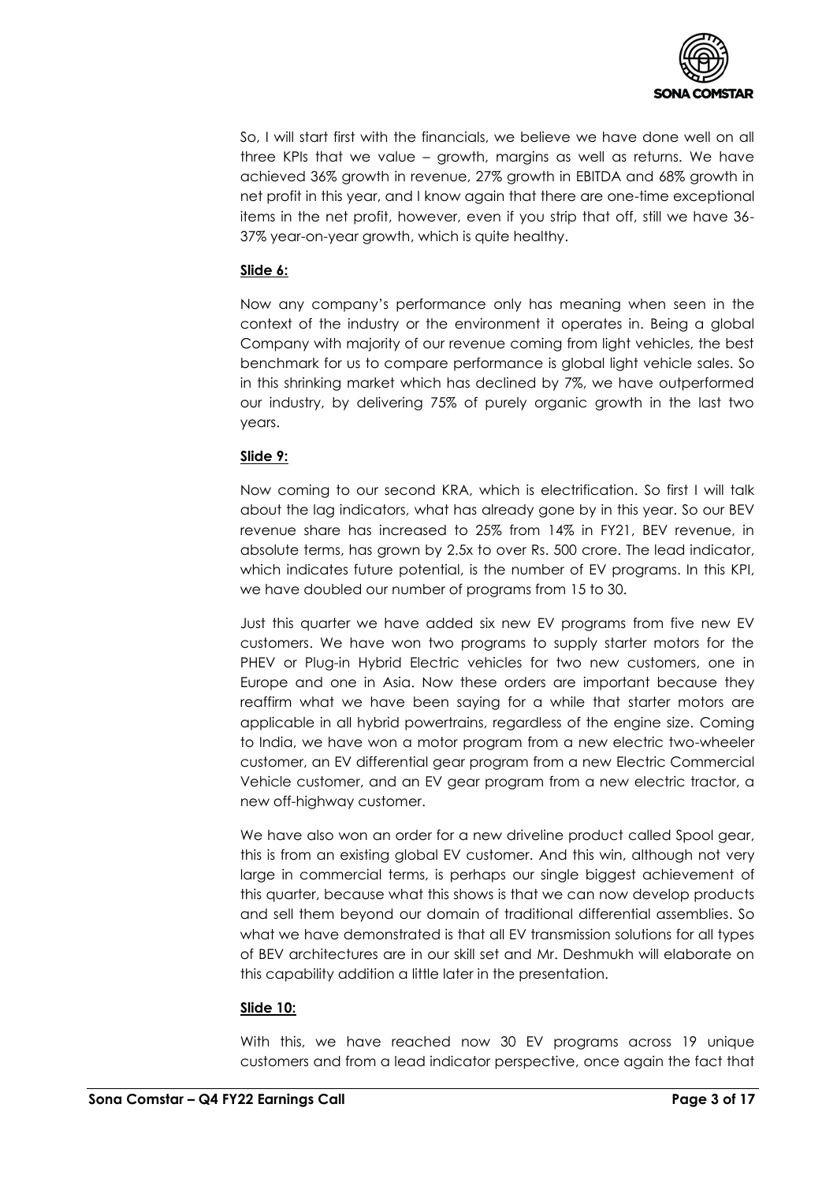So, I will start first with the financials, we believe we have done well on all three KPIs that we value – growth, margins as well as returns. We have achieved 36% growth in revenue, 27% growth in EBITDA and 68% growth in net profit in this year, and I know again that there are one-time exceptional items in the net profit, however, even if you strip that off, still we have 36-37% year-on-year growth, which is quite healthy.

**Slide 6:**

Now any company's performance only has meaning when seen in the context of the industry or the environment it operates in. Being a global Company with majority of our revenue coming from light vehicles, the best benchmark for us to compare performance is global light vehicle sales. So in this shrinking market which has declined by 7%, we have outperformed our industry, by delivering 75% of purely organic growth in the last two years.

**Slide 9:**

Now coming to our second KRA, which is electrification. So first I will talk about the lag indicators, what has already gone by in this year. So our BEV revenue share has increased to 25% from 14% in FY21, BEV revenue, in absolute terms, has grown by 2.5x to over Rs. 500 crore. The lead indicator, which indicates future potential, is the number of EV programs. In this KPI, we have doubled our number of programs from 15 to 30.

Just this quarter we have added six new EV programs from five new EV customers. We have won two programs to supply starter motors for the PHEV or Plug-in Hybrid Electric vehicles for two new customers, one in Europe and one in Asia. Now these orders are important because they reaffirm what we have been saying for a while that starter motors are applicable in all hybrid powertrains, regardless of the engine size. Coming to India, we have won a motor program from a new electric two-wheeler customer, an EV differential gear program from a new Electric Commercial Vehicle customer, and an EV gear program from a new electric tractor, a new off-highway customer.

We have also won an order for a new driveline product called Spool gear, this is from an existing global EV customer. And this win, although not very large in commercial terms, is perhaps our single biggest achievement of this quarter, because what this shows is that we can now develop products and sell them beyond our domain of traditional differential assemblies. So what we have demonstrated is that all EV transmission solutions for all types of BEV architectures are in our skill set and Mr. Deshmukh will elaborate on this capability addition a little later in the presentation.

**Slide 10:**

With this, we have reached now 30 EV programs across 19 unique customers and from a lead indicator perspective, once again the fact that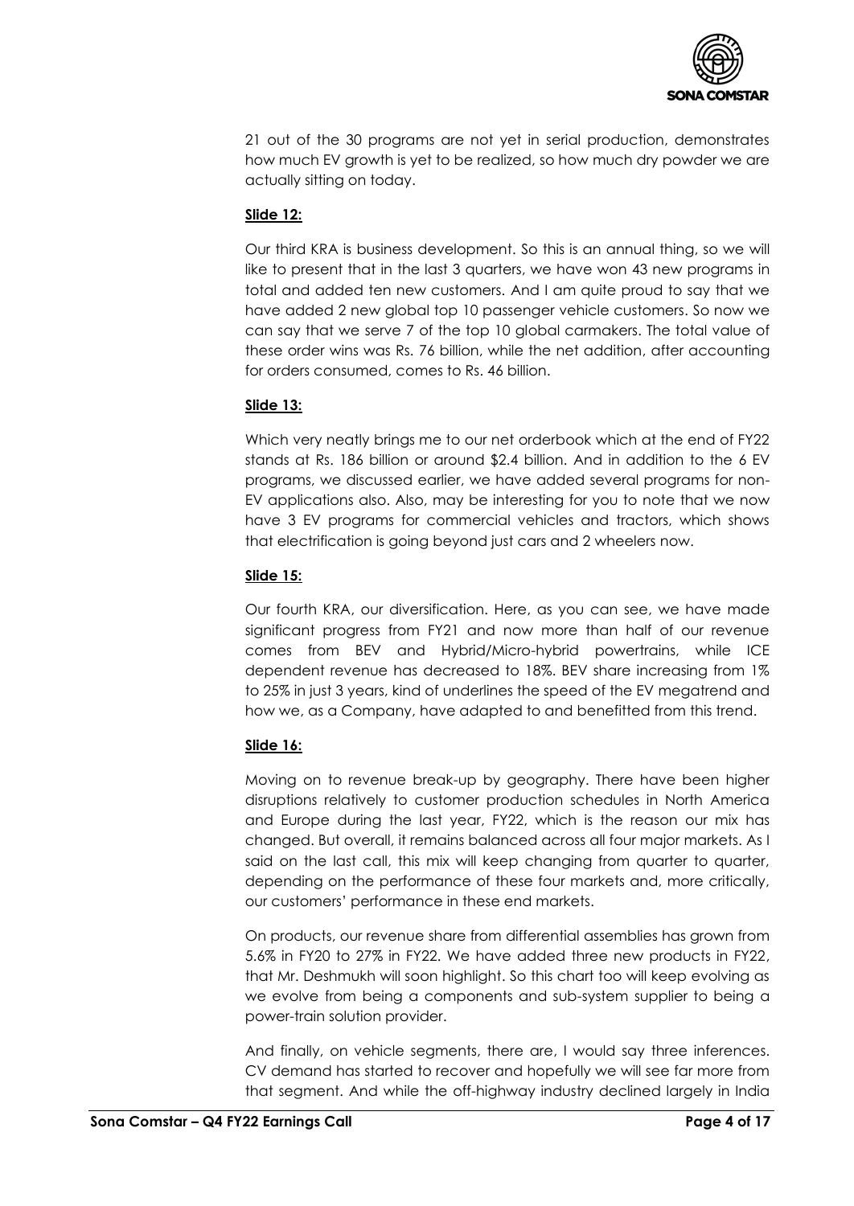21 out of the 30 programs are not yet in serial production, demonstrates how much EV growth is yet to be realized, so how much dry powder we are actually sitting on today.

**Slide 12:**

Our third KRA is business development. So this is an annual thing, so we will like to present that in the last 3 quarters, we have won 43 new programs in total and added ten new customers. And I am quite proud to say that we have added 2 new global top 10 passenger vehicle customers. So now we can say that we serve 7 of the top 10 global carmakers. The total value of these order wins was Rs. 76 billion, while the net addition, after accounting for orders consumed, comes to Rs. 46 billion.

**Slide 13:**

Which very neatly brings me to our net orderbook which at the end of FY22 stands at Rs. 186 billion or around $2.4 billion. And in addition to the 6 EV programs, we discussed earlier, we have added several programs for non-EV applications also. Also, may be interesting for you to note that we now have 3 EV programs for commercial vehicles and tractors, which shows that electrification is going beyond just cars and 2 wheelers now.

**Slide 15:**

Our fourth KRA, our diversification. Here, as you can see, we have made significant progress from FY21 and now more than half of our revenue comes from BEV and Hybrid/Micro-hybrid powertrains, while ICE dependent revenue has decreased to 18%. BEV share increasing from 1% to 25% in just 3 years, kind of underlines the speed of the EV megatrend and how we, as a Company, have adapted to and benefitted from this trend.

**Slide 16:**

Moving on to revenue break-up by geography. There have been higher disruptions relatively to customer production schedules in North America and Europe during the last year, FY22, which is the reason our mix has changed. But overall, it remains balanced across all four major markets. As I said on the last call, this mix will keep changing from quarter to quarter, depending on the performance of these four markets and, more critically, our customers' performance in these end markets.

On products, our revenue share from differential assemblies has grown from 5.6% in FY20 to 27% in FY22. We have added three new products in FY22, that Mr. Deshmukh will soon highlight. So this chart too will keep evolving as we evolve from being a components and sub-system supplier to being a power-train solution provider.

And finally, on vehicle segments, there are, I would say three inferences. CV demand has started to recover and hopefully we will see far more from that segment. And while the off-highway industry declined largely in India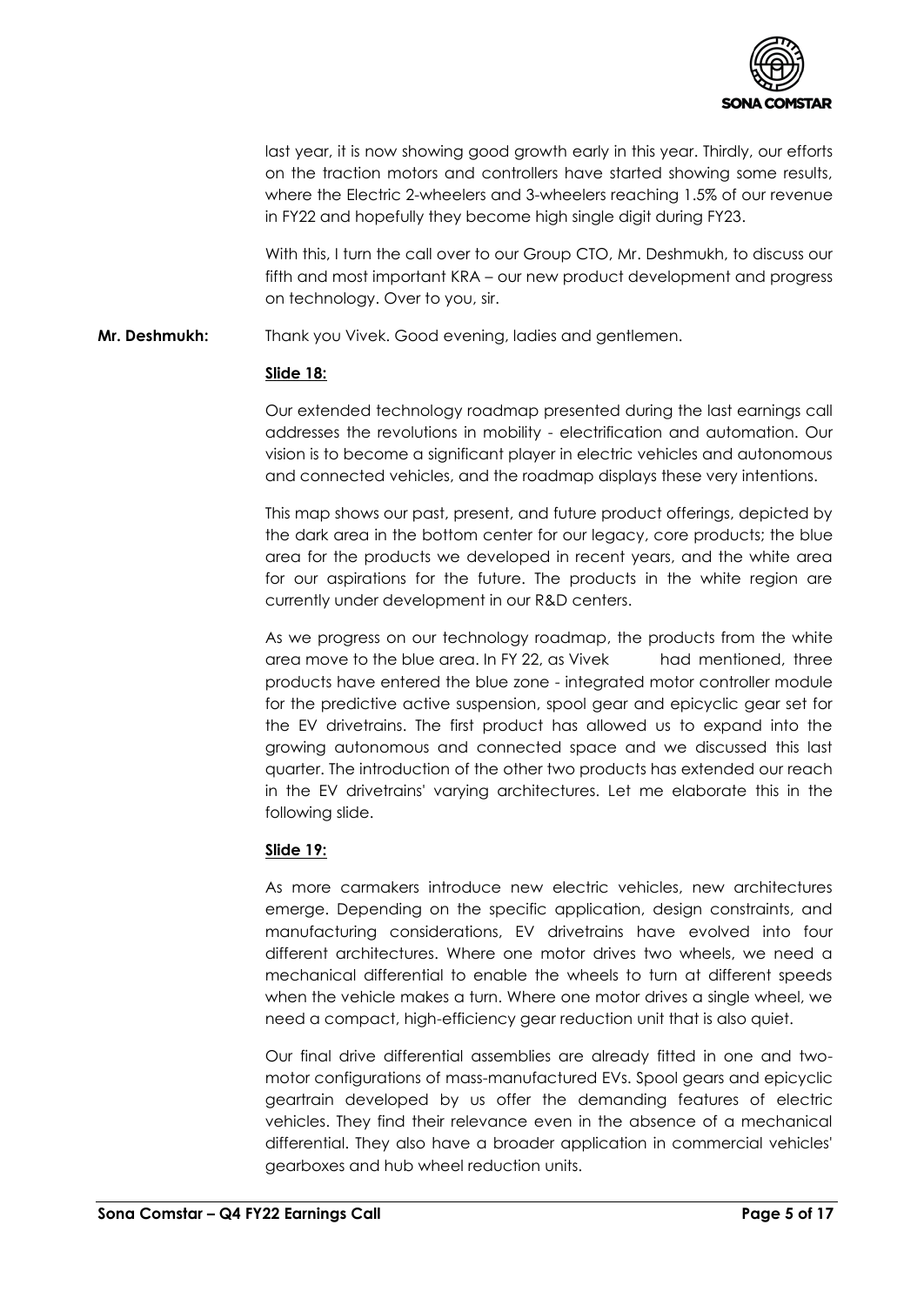last year, it is now showing good growth early in this year. Thirdly, our efforts on the traction motors and controllers have started showing some results, where the Electric 2-wheelers and 3-wheelers reaching 1.5% of our revenue in FY22 and hopefully they become high single digit during FY23.

With this, I turn the call over to our Group CTO, Mr. Deshmukh, to discuss our fifth and most important KRA – our new product development and progress on technology. Over to you, sir.

**Mr. Deshmukh:** Thank you Vivek. Good evening, ladies and gentlemen.

**Slide 18:**

Our extended technology roadmap presented during the last earnings call addresses the revolutions in mobility - electrification and automation. Our vision is to become a significant player in electric vehicles and autonomous and connected vehicles, and the roadmap displays these very intentions.

This map shows our past, present, and future product offerings, depicted by the dark area in the bottom center for our legacy, core products; the blue area for the products we developed in recent years, and the white area for our aspirations for the future. The products in the white region are currently under development in our R&D centers.

As we progress on our technology roadmap, the products from the white area move to the blue area. In FY 22, as Vivek had mentioned, three products have entered the blue zone - integrated motor controller module for the predictive active suspension, spool gear and epicyclic gear set for the EV drivetrains. The first product has allowed us to expand into the growing autonomous and connected space and we discussed this last quarter. The introduction of the other two products has extended our reach in the EV drivetrains' varying architectures. Let me elaborate this in the following slide.

**Slide 19:**

As more carmakers introduce new electric vehicles, new architectures emerge. Depending on the specific application, design constraints, and manufacturing considerations, EV drivetrains have evolved into four different architectures. Where one motor drives two wheels, we need a mechanical differential to enable the wheels to turn at different speeds when the vehicle makes a turn. Where one motor drives a single wheel, we need a compact, high-efficiency gear reduction unit that is also quiet.

Our final drive differential assemblies are already fitted in one and two-motor configurations of mass-manufactured EVs. Spool gears and epicyclic geartrain developed by us offer the demanding features of electric vehicles. They find their relevance even in the absence of a mechanical differential. They also have a broader application in commercial vehicles' gearboxes and hub wheel reduction units.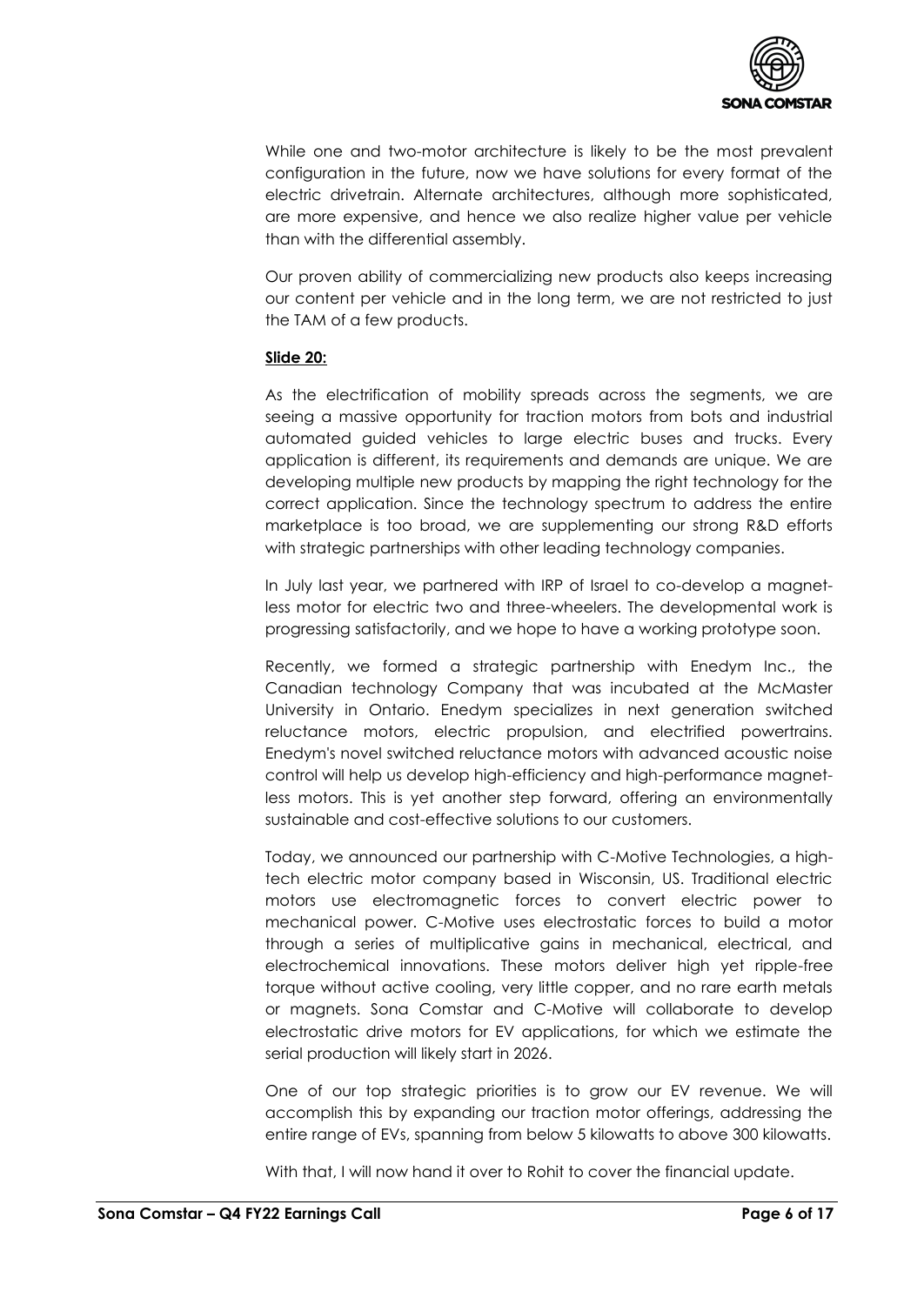While one and two-motor architecture is likely to be the most prevalent configuration in the future, now we have solutions for every format of the electric drivetrain. Alternate architectures, although more sophisticated, are more expensive, and hence we also realize higher value per vehicle than with the differential assembly.

Our proven ability of commercializing new products also keeps increasing our content per vehicle and in the long term, we are not restricted to just the TAM of a few products.

**Slide 20:**

As the electrification of mobility spreads across the segments, we are seeing a massive opportunity for traction motors from bots and industrial automated guided vehicles to large electric buses and trucks. Every application is different, its requirements and demands are unique. We are developing multiple new products by mapping the right technology for the correct application. Since the technology spectrum to address the entire marketplace is too broad, we are supplementing our strong R&D efforts with strategic partnerships with other leading technology companies.

In July last year, we partnered with IRP of Israel to co-develop a magnet-less motor for electric two and three-wheelers. The developmental work is progressing satisfactorily, and we hope to have a working prototype soon.

Recently, we formed a strategic partnership with Enedym Inc., the Canadian technology Company that was incubated at the McMaster University in Ontario. Enedym specializes in next generation switched reluctance motors, electric propulsion, and electrified powertrains. Enedym's novel switched reluctance motors with advanced acoustic noise control will help us develop high-efficiency and high-performance magnet-less motors. This is yet another step forward, offering an environmentally sustainable and cost-effective solutions to our customers.

Today, we announced our partnership with C-Motive Technologies, a high-tech electric motor company based in Wisconsin, US. Traditional electric motors use electromagnetic forces to convert electric power to mechanical power. C-Motive uses electrostatic forces to build a motor through a series of multiplicative gains in mechanical, electrical, and electrochemical innovations. These motors deliver high yet ripple-free torque without active cooling, very little copper, and no rare earth metals or magnets. Sona Comstar and C-Motive will collaborate to develop electrostatic drive motors for EV applications, for which we estimate the serial production will likely start in 2026.

One of our top strategic priorities is to grow our EV revenue. We will accomplish this by expanding our traction motor offerings, addressing the entire range of EVs, spanning from below 5 kilowatts to above 300 kilowatts.

With that, I will now hand it over to Rohit to cover the financial update.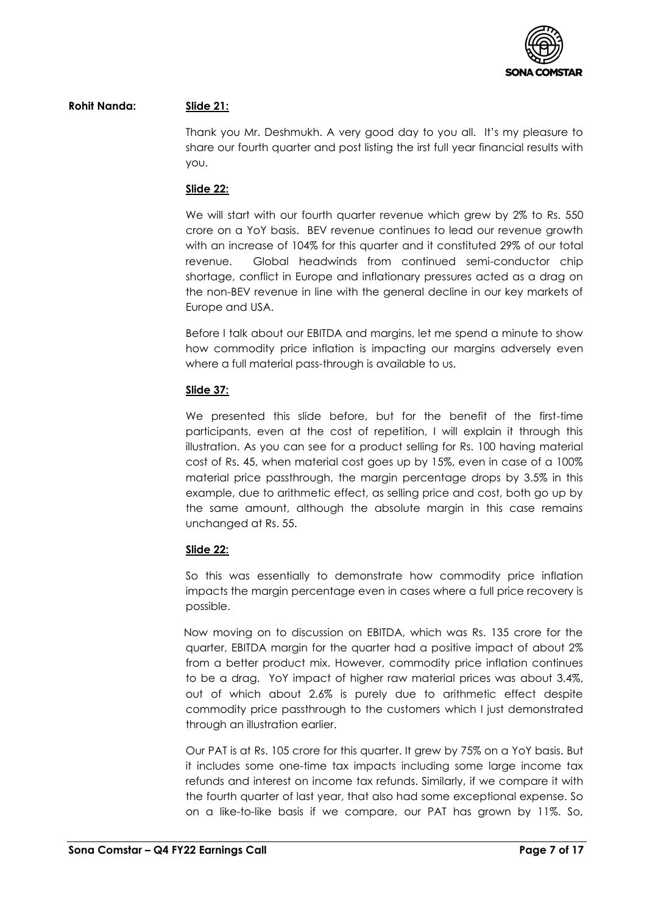**Rohit Nanda:** **Slide 21:**

Thank you Mr. Deshmukh. A very good day to you all. It's my pleasure to share our fourth quarter and post listing the irst full year financial results with you.

**Slide 22:**

We will start with our fourth quarter revenue which grew by 2% to Rs. 550 crore on a YoY basis. BEV revenue continues to lead our revenue growth with an increase of 104% for this quarter and it constituted 29% of our total revenue. Global headwinds from continued semi-conductor chip shortage, conflict in Europe and inflationary pressures acted as a drag on the non-BEV revenue in line with the general decline in our key markets of Europe and USA.

Before I talk about our EBITDA and margins, let me spend a minute to show how commodity price inflation is impacting our margins adversely even where a full material pass-through is available to us.

**Slide 37:**

We presented this slide before, but for the benefit of the first-time participants, even at the cost of repetition, I will explain it through this illustration. As you can see for a product selling for Rs. 100 having material cost of Rs. 45, when material cost goes up by 15%, even in case of a 100% material price passthrough, the margin percentage drops by 3.5% in this example, due to arithmetic effect, as selling price and cost, both go up by the same amount, although the absolute margin in this case remains unchanged at Rs. 55.

**Slide 22:**

So this was essentially to demonstrate how commodity price inflation impacts the margin percentage even in cases where a full price recovery is possible.

Now moving on to discussion on EBITDA, which was Rs. 135 crore for the quarter, EBITDA margin for the quarter had a positive impact of about 2% from a better product mix. However, commodity price inflation continues to be a drag. YoY impact of higher raw material prices was about 3.4%, out of which about 2.6% is purely due to arithmetic effect despite commodity price passthrough to the customers which I just demonstrated through an illustration earlier.

Our PAT is at Rs. 105 crore for this quarter. It grew by 75% on a YoY basis. But it includes some one-time tax impacts including some large income tax refunds and interest on income tax refunds. Similarly, if we compare it with the fourth quarter of last year, that also had some exceptional expense. So on a like-to-like basis if we compare, our PAT has grown by 11%. So,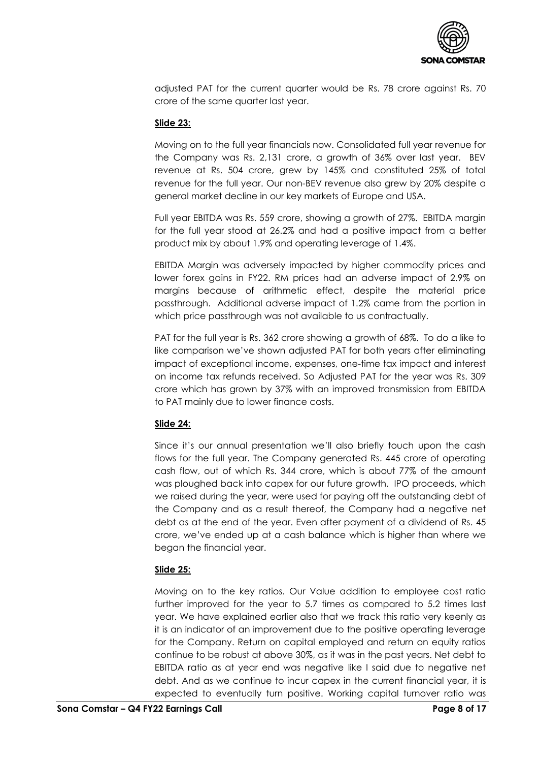adjusted PAT for the current quarter would be Rs. 78 crore against Rs. 70 crore of the same quarter last year.

**Slide 23:**

Moving on to the full year financials now. Consolidated full year revenue for the Company was Rs. 2,131 crore, a growth of 36% over last year. BEV revenue at Rs. 504 crore, grew by 145% and constituted 25% of total revenue for the full year. Our non-BEV revenue also grew by 20% despite a general market decline in our key markets of Europe and USA.

Full year EBITDA was Rs. 559 crore, showing a growth of 27%. EBITDA margin for the full year stood at 26.2% and had a positive impact from a better product mix by about 1.9% and operating leverage of 1.4%.

EBITDA Margin was adversely impacted by higher commodity prices and lower forex gains in FY22. RM prices had an adverse impact of 2.9% on margins because of arithmetic effect, despite the material price passthrough. Additional adverse impact of 1.2% came from the portion in which price passthrough was not available to us contractually.

PAT for the full year is Rs. 362 crore showing a growth of 68%. To do a like to like comparison we've shown adjusted PAT for both years after eliminating impact of exceptional income, expenses, one-time tax impact and interest on income tax refunds received. So Adjusted PAT for the year was Rs. 309 crore which has grown by 37% with an improved transmission from EBITDA to PAT mainly due to lower finance costs.

**Slide 24:**

Since it's our annual presentation we'll also briefly touch upon the cash flows for the full year. The Company generated Rs. 445 crore of operating cash flow, out of which Rs. 344 crore, which is about 77% of the amount was ploughed back into capex for our future growth. IPO proceeds, which we raised during the year, were used for paying off the outstanding debt of the Company and as a result thereof, the Company had a negative net debt as at the end of the year. Even after payment of a dividend of Rs. 45 crore, we've ended up at a cash balance which is higher than where we began the financial year.

**Slide 25:**

Moving on to the key ratios. Our Value addition to employee cost ratio further improved for the year to 5.7 times as compared to 5.2 times last year. We have explained earlier also that we track this ratio very keenly as it is an indicator of an improvement due to the positive operating leverage for the Company. Return on capital employed and return on equity ratios continue to be robust at above 30%, as it was in the past years. Net debt to EBITDA ratio as at year end was negative like I said due to negative net debt. And as we continue to incur capex in the current financial year, it is expected to eventually turn positive. Working capital turnover ratio was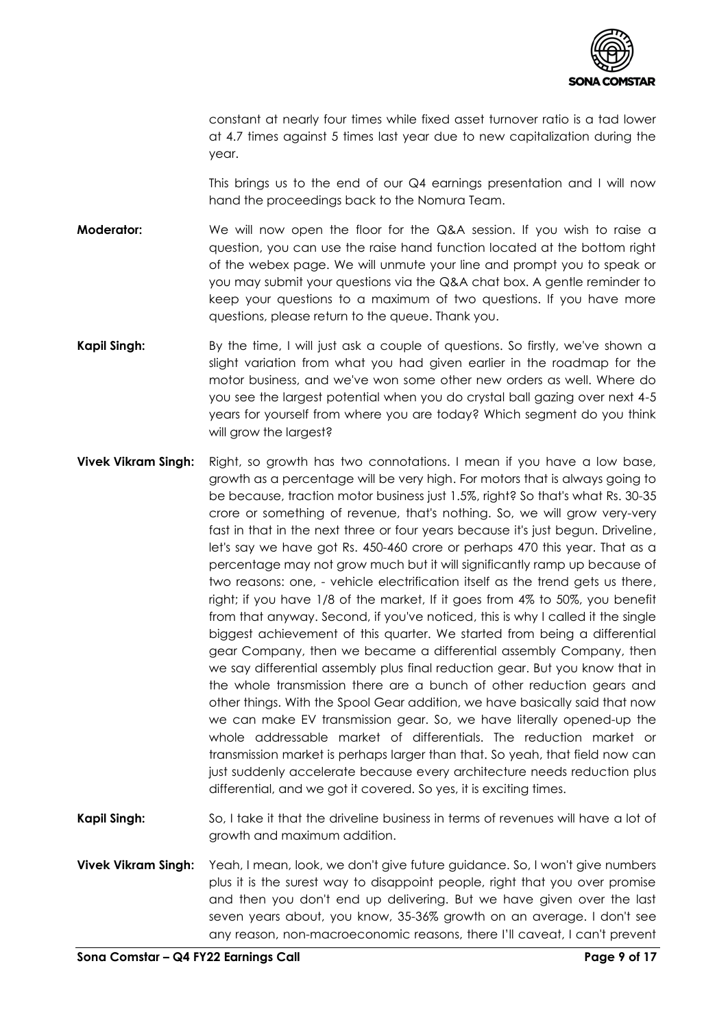constant at nearly four times while fixed asset turnover ratio is a tad lower at 4.7 times against 5 times last year due to new capitalization during the year.

This brings us to the end of our Q4 earnings presentation and I will now hand the proceedings back to the Nomura Team.

**Moderator:** We will now open the floor for the Q&A session. If you wish to raise a question, you can use the raise hand function located at the bottom right of the webex page. We will unmute your line and prompt you to speak or you may submit your questions via the Q&A chat box. A gentle reminder to keep your questions to a maximum of two questions. If you have more questions, please return to the queue. Thank you.

**Kapil Singh:** By the time, I will just ask a couple of questions. So firstly, we've shown a slight variation from what you had given earlier in the roadmap for the motor business, and we've won some other new orders as well. Where do you see the largest potential when you do crystal ball gazing over next 4-5 years for yourself from where you are today? Which segment do you think will grow the largest?

**Vivek Vikram Singh:** Right, so growth has two connotations. I mean if you have a low base, growth as a percentage will be very high. For motors that is always going to be because, traction motor business just 1.5%, right? So that's what Rs. 30-35 crore or something of revenue, that's nothing. So, we will grow very-very fast in that in the next three or four years because it's just begun. Driveline, let's say we have got Rs. 450-460 crore or perhaps 470 this year. That as a percentage may not grow much but it will significantly ramp up because of two reasons: one, - vehicle electrification itself as the trend gets us there, right; if you have 1/8 of the market, If it goes from 4% to 50%, you benefit from that anyway. Second, if you've noticed, this is why I called it the single biggest achievement of this quarter. We started from being a differential gear Company, then we became a differential assembly Company, then we say differential assembly plus final reduction gear. But you know that in the whole transmission there are a bunch of other reduction gears and other things. With the Spool Gear addition, we have basically said that now we can make EV transmission gear. So, we have literally opened-up the whole addressable market of differentials. The reduction market or transmission market is perhaps larger than that. So yeah, that field now can just suddenly accelerate because every architecture needs reduction plus differential, and we got it covered. So yes, it is exciting times.

**Kapil Singh:** So, I take it that the driveline business in terms of revenues will have a lot of growth and maximum addition.

**Vivek Vikram Singh:** Yeah, I mean, look, we don't give future guidance. So, I won't give numbers plus it is the surest way to disappoint people, right that you over promise and then you don't end up delivering. But we have given over the last seven years about, you know, 35-36% growth on an average. I don't see any reason, non-macroeconomic reasons, there I'll caveat, I can't prevent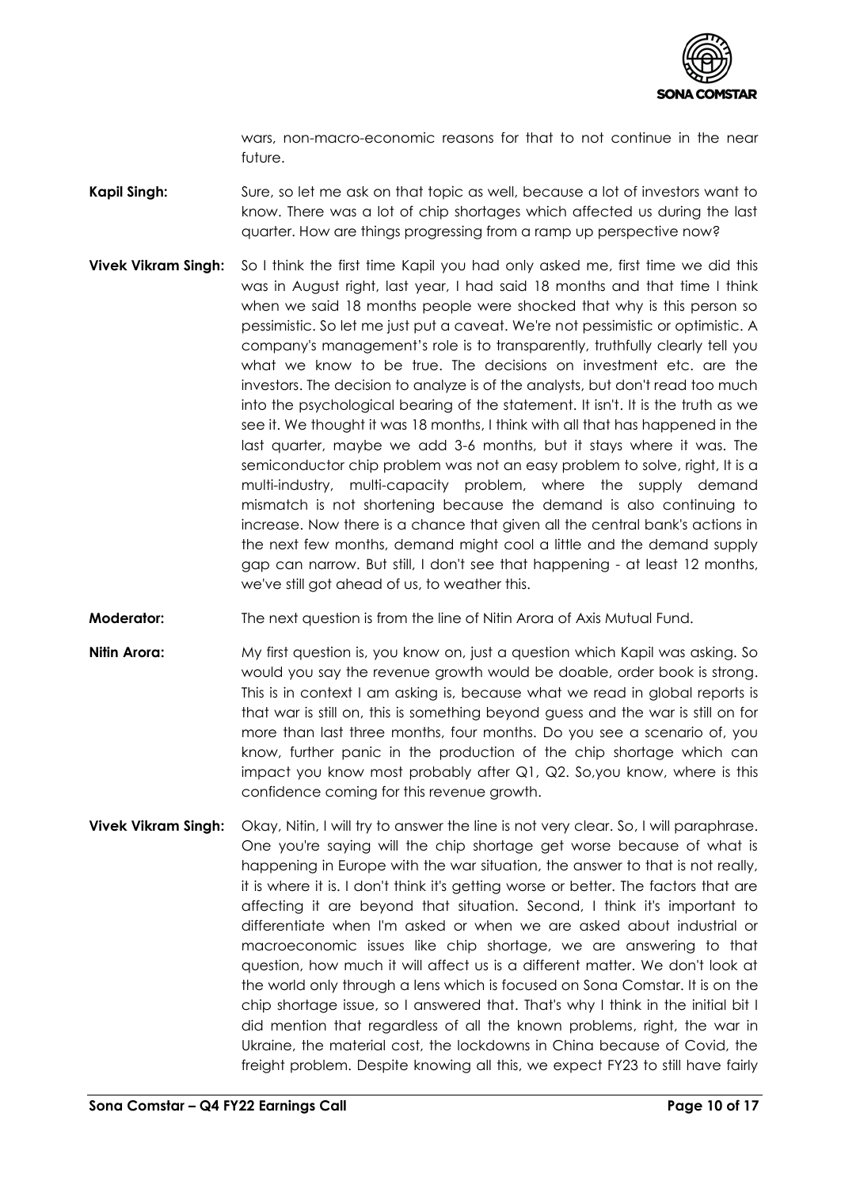wars, non-macro-economic reasons for that to not continue in the near future.

**Kapil Singh:** Sure, so let me ask on that topic as well, because a lot of investors want to know. There was a lot of chip shortages which affected us during the last quarter. How are things progressing from a ramp up perspective now?

**Vivek Vikram Singh:** So I think the first time Kapil you had only asked me, first time we did this was in August right, last year, I had said 18 months and that time I think when we said 18 months people were shocked that why is this person so pessimistic. So let me just put a caveat. We're not pessimistic or optimistic. A company's management's role is to transparently, truthfully clearly tell you what we know to be true. The decisions on investment etc. are the investors. The decision to analyze is of the analysts, but don't read too much into the psychological bearing of the statement. It isn't. It is the truth as we see it. We thought it was 18 months, I think with all that has happened in the last quarter, maybe we add 3-6 months, but it stays where it was. The semiconductor chip problem was not an easy problem to solve, right, It is a multi-industry, multi-capacity problem, where the supply demand mismatch is not shortening because the demand is also continuing to increase. Now there is a chance that given all the central bank's actions in the next few months, demand might cool a little and the demand supply gap can narrow. But still, I don't see that happening - at least 12 months, we've still got ahead of us, to weather this.

**Moderator:** The next question is from the line of Nitin Arora of Axis Mutual Fund.

**Nitin Arora:** My first question is, you know on, just a question which Kapil was asking. So would you say the revenue growth would be doable, order book is strong. This is in context I am asking is, because what we read in global reports is that war is still on, this is something beyond guess and the war is still on for more than last three months, four months. Do you see a scenario of, you know, further panic in the production of the chip shortage which can impact you know most probably after Q1, Q2. So,you know, where is this confidence coming for this revenue growth.

**Vivek Vikram Singh:** Okay, Nitin, I will try to answer the line is not very clear. So, I will paraphrase. One you're saying will the chip shortage get worse because of what is happening in Europe with the war situation, the answer to that is not really, it is where it is. I don't think it's getting worse or better. The factors that are affecting it are beyond that situation. Second, I think it's important to differentiate when I'm asked or when we are asked about industrial or macroeconomic issues like chip shortage, we are answering to that question, how much it will affect us is a different matter. We don't look at the world only through a lens which is focused on Sona Comstar. It is on the chip shortage issue, so I answered that. That's why I think in the initial bit I did mention that regardless of all the known problems, right, the war in Ukraine, the material cost, the lockdowns in China because of Covid, the freight problem. Despite knowing all this, we expect FY23 to still have fairly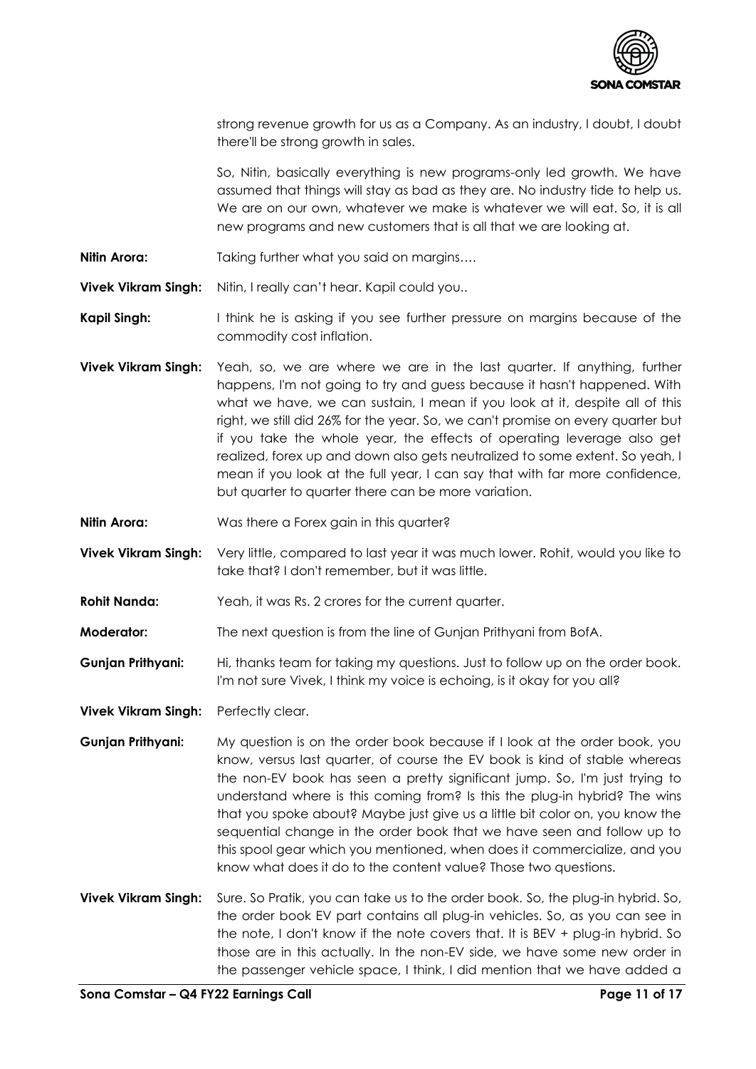strong revenue growth for us as a Company. As an industry, I doubt, I doubt there'll be strong growth in sales.

So, Nitin, basically everything is new programs-only led growth. We have assumed that things will stay as bad as they are. No industry tide to help us. We are on our own, whatever we make is whatever we will eat. So, it is all new programs and new customers that is all that we are looking at.

**Nitin Arora:** Taking further what you said on margins….

**Vivek Vikram Singh:** Nitin, I really can't hear. Kapil could you..

**Kapil Singh:** I think he is asking if you see further pressure on margins because of the commodity cost inflation.

**Vivek Vikram Singh:** Yeah, so, we are where we are in the last quarter. If anything, further happens, I'm not going to try and guess because it hasn't happened. With what we have, we can sustain, I mean if you look at it, despite all of this right, we still did 26% for the year. So, we can't promise on every quarter but if you take the whole year, the effects of operating leverage also get realized, forex up and down also gets neutralized to some extent. So yeah, I mean if you look at the full year, I can say that with far more confidence, but quarter to quarter there can be more variation.

**Nitin Arora:** Was there a Forex gain in this quarter?

**Vivek Vikram Singh:** Very little, compared to last year it was much lower. Rohit, would you like to take that? I don't remember, but it was little.

**Rohit Nanda:** Yeah, it was Rs. 2 crores for the current quarter.

**Moderator:** The next question is from the line of Gunjan Prithyani from BofA.

**Gunjan Prithyani:** Hi, thanks team for taking my questions. Just to follow up on the order book. I'm not sure Vivek, I think my voice is echoing, is it okay for you all?

**Vivek Vikram Singh:** Perfectly clear.

**Gunjan Prithyani:** My question is on the order book because if I look at the order book, you know, versus last quarter, of course the EV book is kind of stable whereas the non-EV book has seen a pretty significant jump. So, I'm just trying to understand where is this coming from? Is this the plug-in hybrid? The wins that you spoke about? Maybe just give us a little bit color on, you know the sequential change in the order book that we have seen and follow up to this spool gear which you mentioned, when does it commercialize, and you know what does it do to the content value? Those two questions.

**Vivek Vikram Singh:** Sure. So Pratik, you can take us to the order book. So, the plug-in hybrid. So, the order book EV part contains all plug-in vehicles. So, as you can see in the note, I don't know if the note covers that. It is BEV + plug-in hybrid. So those are in this actually. In the non-EV side, we have some new order in the passenger vehicle space, I think, I did mention that we have added a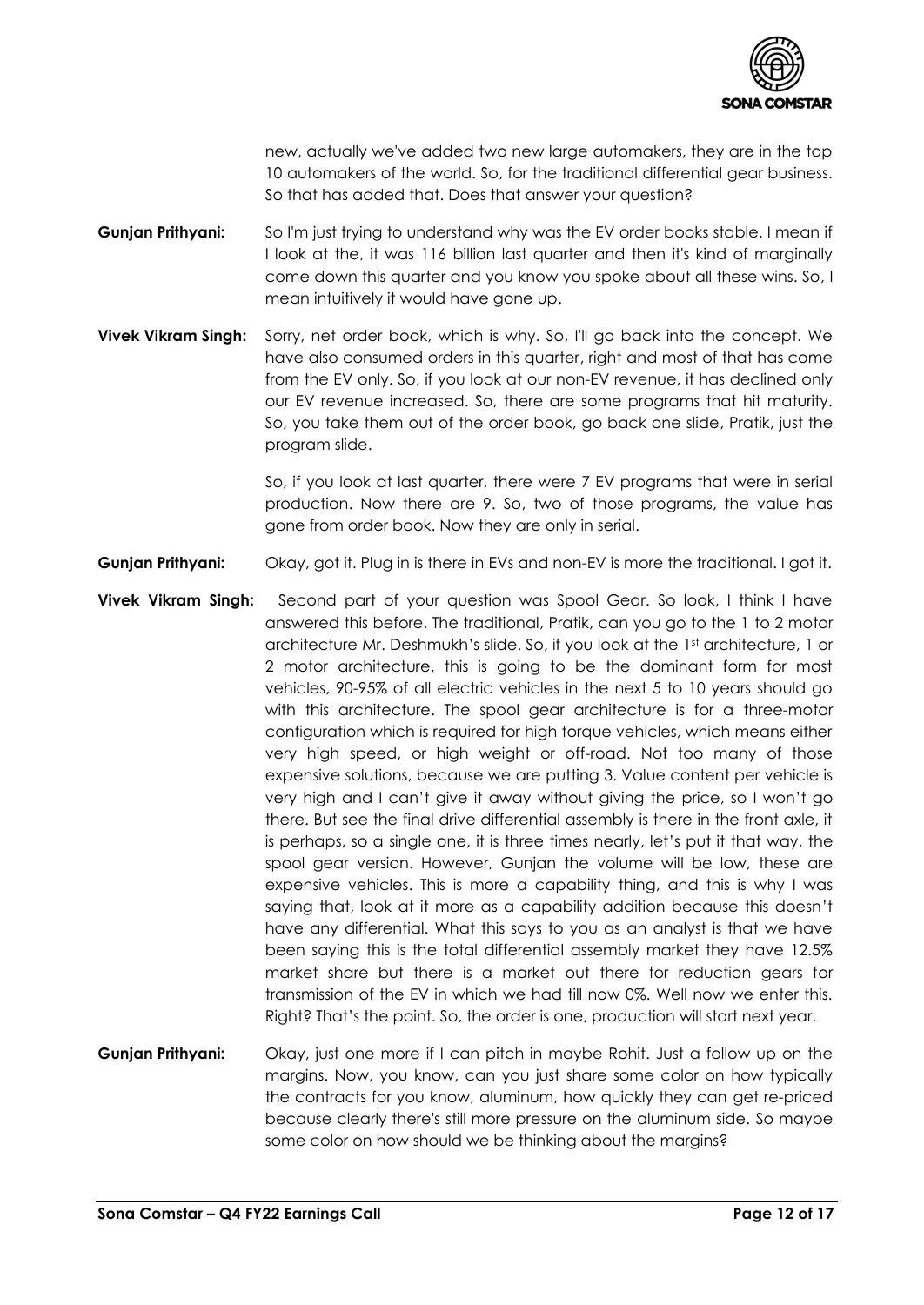new, actually we've added two new large automakers, they are in the top 10 automakers of the world. So, for the traditional differential gear business. So that has added that. Does that answer your question?

**Gunjan Prithyani:** So I'm just trying to understand why was the EV order books stable. I mean if I look at the, it was 116 billion last quarter and then it's kind of marginally come down this quarter and you know you spoke about all these wins. So, I mean intuitively it would have gone up.

**Vivek Vikram Singh:** Sorry, net order book, which is why. So, I'll go back into the concept. We have also consumed orders in this quarter, right and most of that has come from the EV only. So, if you look at our non-EV revenue, it has declined only our EV revenue increased. So, there are some programs that hit maturity. So, you take them out of the order book, go back one slide, Pratik, just the program slide.

So, if you look at last quarter, there were 7 EV programs that were in serial production. Now there are 9. So, two of those programs, the value has gone from order book. Now they are only in serial.

**Gunjan Prithyani:** Okay, got it. Plug in is there in EVs and non-EV is more the traditional. I got it.

**Vivek Vikram Singh:** Second part of your question was Spool Gear. So look, I think I have answered this before. The traditional, Pratik, can you go to the 1 to 2 motor architecture Mr. Deshmukh's slide. So, if you look at the 1st architecture, 1 or 2 motor architecture, this is going to be the dominant form for most vehicles, 90-95% of all electric vehicles in the next 5 to 10 years should go with this architecture. The spool gear architecture is for a three-motor configuration which is required for high torque vehicles, which means either very high speed, or high weight or off-road. Not too many of those expensive solutions, because we are putting 3. Value content per vehicle is very high and I can't give it away without giving the price, so I won't go there. But see the final drive differential assembly is there in the front axle, it is perhaps, so a single one, it is three times nearly, let's put it that way, the spool gear version. However, Gunjan the volume will be low, these are expensive vehicles. This is more a capability thing, and this is why I was saying that, look at it more as a capability addition because this doesn't have any differential. What this says to you as an analyst is that we have been saying this is the total differential assembly market they have 12.5% market share but there is a market out there for reduction gears for transmission of the EV in which we had till now 0%. Well now we enter this. Right? That's the point. So, the order is one, production will start next year.

**Gunjan Prithyani:** Okay, just one more if I can pitch in maybe Rohit. Just a follow up on the margins. Now, you know, can you just share some color on how typically the contracts for you know, aluminum, how quickly they can get re-priced because clearly there's still more pressure on the aluminum side. So maybe some color on how should we be thinking about the margins?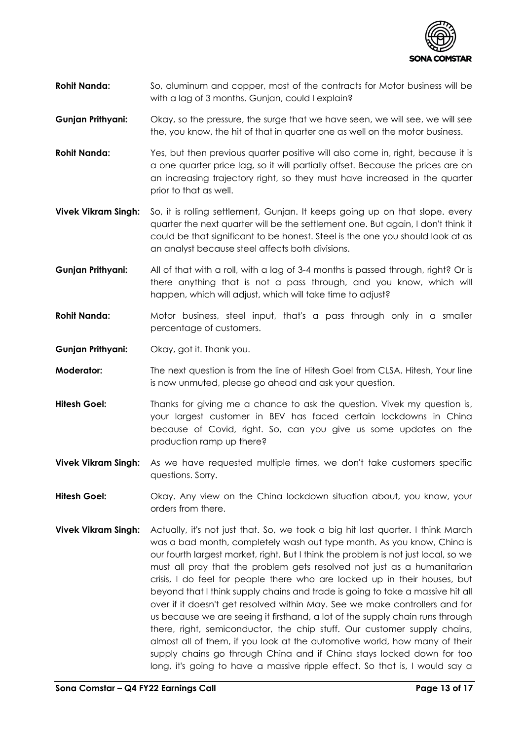**Rohit Nanda:** So, aluminum and copper, most of the contracts for Motor business will be with a lag of 3 months. Gunjan, could I explain?

**Gunjan Prithyani:** Okay, so the pressure, the surge that we have seen, we will see, we will see the, you know, the hit of that in quarter one as well on the motor business.

**Rohit Nanda:** Yes, but then previous quarter positive will also come in, right, because it is a one quarter price lag, so it will partially offset. Because the prices are on an increasing trajectory right, so they must have increased in the quarter prior to that as well.

**Vivek Vikram Singh:** So, it is rolling settlement, Gunjan. It keeps going up on that slope. every quarter the next quarter will be the settlement one. But again, I don't think it could be that significant to be honest. Steel is the one you should look at as an analyst because steel affects both divisions.

**Gunjan Prithyani:** All of that with a roll, with a lag of 3-4 months is passed through, right? Or is there anything that is not a pass through, and you know, which will happen, which will adjust, which will take time to adjust?

**Rohit Nanda:** Motor business, steel input, that's a pass through only in a smaller percentage of customers.

**Gunjan Prithyani:** Okay, got it. Thank you.

**Moderator:** The next question is from the line of Hitesh Goel from CLSA. Hitesh, Your line is now unmuted, please go ahead and ask your question.

**Hitesh Goel:** Thanks for giving me a chance to ask the question. Vivek my question is, your largest customer in BEV has faced certain lockdowns in China because of Covid, right. So, can you give us some updates on the production ramp up there?

**Vivek Vikram Singh:** As we have requested multiple times, we don't take customers specific questions. Sorry.

**Hitesh Goel:** Okay. Any view on the China lockdown situation about, you know, your orders from there.

**Vivek Vikram Singh:** Actually, it's not just that. So, we took a big hit last quarter. I think March was a bad month, completely wash out type month. As you know, China is our fourth largest market, right. But I think the problem is not just local, so we must all pray that the problem gets resolved not just as a humanitarian crisis, I do feel for people there who are locked up in their houses, but beyond that I think supply chains and trade is going to take a massive hit all over if it doesn't get resolved within May. See we make controllers and for us because we are seeing it firsthand, a lot of the supply chain runs through there, right, semiconductor, the chip stuff. Our customer supply chains, almost all of them, if you look at the automotive world, how many of their supply chains go through China and if China stays locked down for too long, it's going to have a massive ripple effect. So that is, I would say a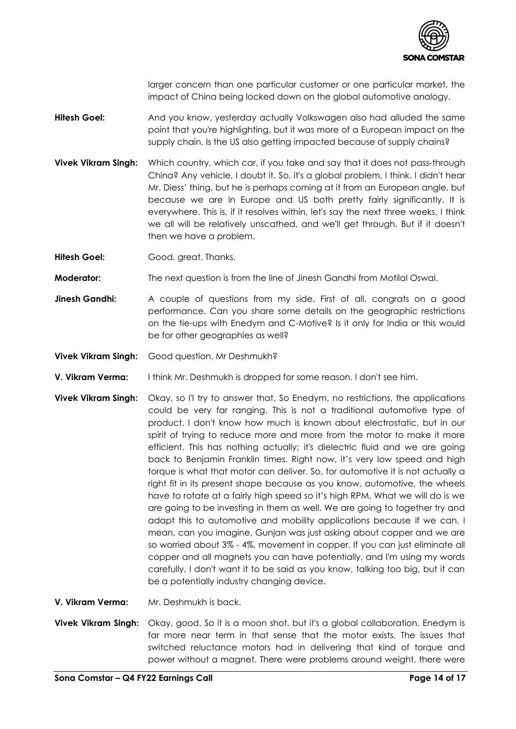larger concern than one particular customer or one particular market, the impact of China being locked down on the global automotive analogy.

**Hitesh Goel:** And you know, yesterday actually Volkswagen also had alluded the same point that you're highlighting, but it was more of a European impact on the supply chain. Is the US also getting impacted because of supply chains?

**Vivek Vikram Singh:** Which country, which car, if you take and say that it does not pass-through China? Any vehicle, I doubt it. So, it's a global problem, I think. I didn't hear Mr. Diess' thing, but he is perhaps coming at it from an European angle, but because we are in Europe and US both pretty fairly significantly. It is everywhere. This is, if it resolves within, let's say the next three weeks, I think we all will be relatively unscathed, and we'll get through. But if it doesn't then we have a problem.

**Hitesh Goel:** Good, great. Thanks.

**Moderator:** The next question is from the line of Jinesh Gandhi from Motilal Oswal.

**Jinesh Gandhi:** A couple of questions from my side. First of all, congrats on a good performance. Can you share some details on the geographic restrictions on the tie-ups with Enedym and C-Motive? Is it only for India or this would be for other geographies as well?

**Vivek Vikram Singh:** Good question. Mr Deshmukh?

**V. Vikram Verma:** I think Mr. Deshmukh is dropped for some reason. I don't see him.

**Vivek Vikram Singh:** Okay, so I'l try to answer that. So Enedym, no restrictions, the applications could be very far ranging. This is not a traditional automotive type of product. I don't know how much is known about electrostatic, but in our spirit of trying to reduce more and more from the motor to make it more efficient. This has nothing actually; it's dielectric fluid and we are going back to Benjamin Franklin times. Right now, it's very low speed and high torque is what that motor can deliver. So, for automotive it is not actually a right fit in its present shape because as you know, automotive, the wheels have to rotate at a fairly high speed so it's high RPM. What we will do is we are going to be investing in them as well. We are going to together try and adapt this to automotive and mobility applications because if we can, I mean, can you imagine, Gunjan was just asking about copper and we are so worried about 3% - 4%, movement in copper. If you can just eliminate all copper and all magnets you can have potentially, and I'm using my words carefully, I don't want it to be said as you know, talking too big, but it can be a potentially industry changing device.

**V. Vikram Verma:** Mr. Deshmukh is back.

**Vivek Vikram Singh:** Okay, good. So it is a moon shot, but it's a global collaboration. Enedym is far more near term in that sense that the motor exists. The issues that switched reluctance motors had in delivering that kind of torque and power without a magnet. There were problems around weight, there were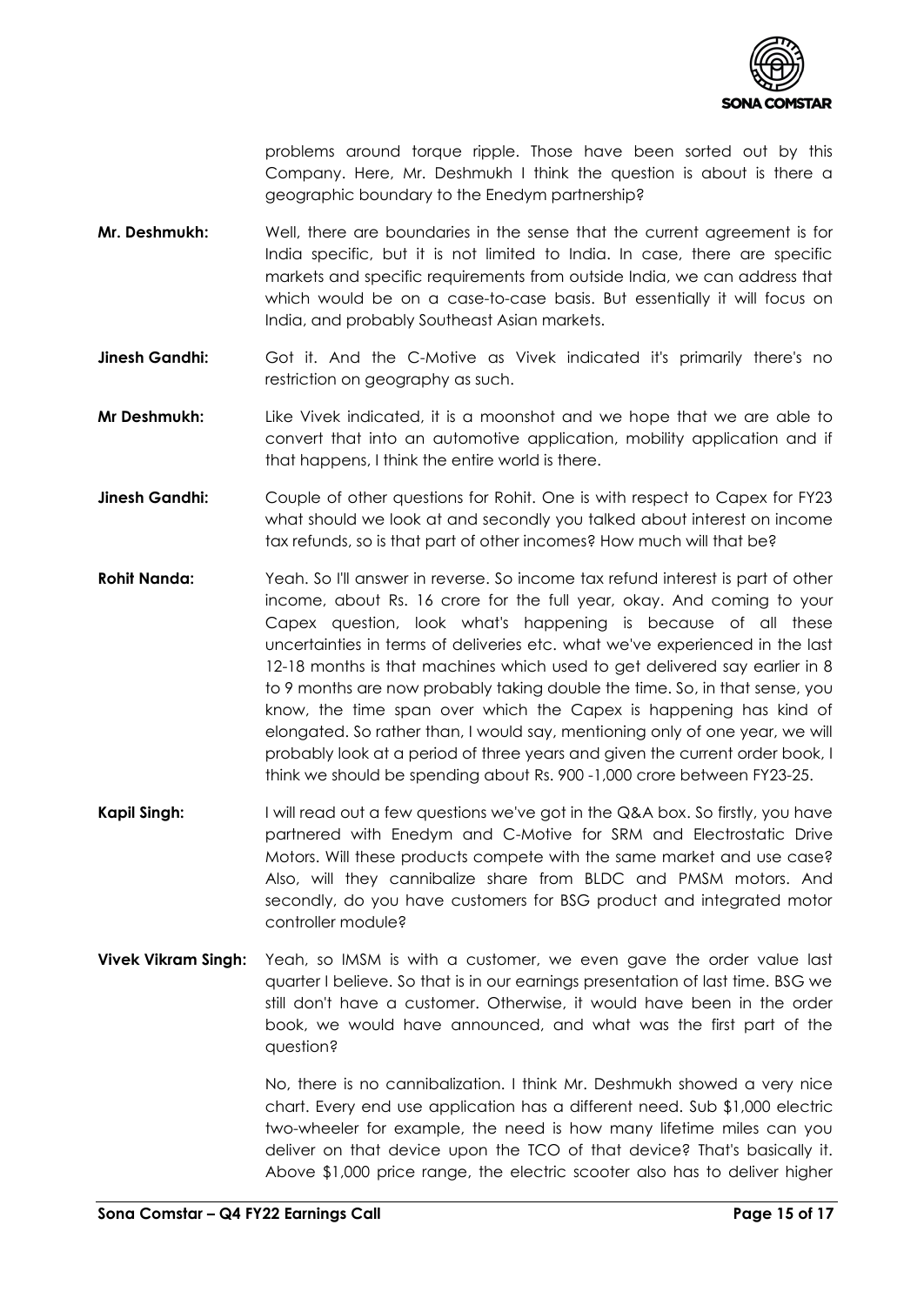problems around torque ripple. Those have been sorted out by this Company. Here, Mr. Deshmukh I think the question is about is there a geographic boundary to the Enedym partnership?

**Mr. Deshmukh:** Well, there are boundaries in the sense that the current agreement is for India specific, but it is not limited to India. In case, there are specific markets and specific requirements from outside India, we can address that which would be on a case-to-case basis. But essentially it will focus on India, and probably Southeast Asian markets.

**Jinesh Gandhi:** Got it. And the C-Motive as Vivek indicated it's primarily there's no restriction on geography as such.

**Mr Deshmukh:** Like Vivek indicated, it is a moonshot and we hope that we are able to convert that into an automotive application, mobility application and if that happens, I think the entire world is there.

**Jinesh Gandhi:** Couple of other questions for Rohit. One is with respect to Capex for FY23 what should we look at and secondly you talked about interest on income tax refunds, so is that part of other incomes? How much will that be?

**Rohit Nanda:** Yeah. So I'll answer in reverse. So income tax refund interest is part of other income, about Rs. 16 crore for the full year, okay. And coming to your Capex question, look what's happening is because of all these uncertainties in terms of deliveries etc. what we've experienced in the last 12-18 months is that machines which used to get delivered say earlier in 8 to 9 months are now probably taking double the time. So, in that sense, you know, the time span over which the Capex is happening has kind of elongated. So rather than, I would say, mentioning only of one year, we will probably look at a period of three years and given the current order book, I think we should be spending about Rs. 900 -1,000 crore between FY23-25.

**Kapil Singh:** I will read out a few questions we've got in the Q&A box. So firstly, you have partnered with Enedym and C-Motive for SRM and Electrostatic Drive Motors. Will these products compete with the same market and use case? Also, will they cannibalize share from BLDC and PMSM motors. And secondly, do you have customers for BSG product and integrated motor controller module?

**Vivek Vikram Singh:** Yeah, so IMSM is with a customer, we even gave the order value last quarter I believe. So that is in our earnings presentation of last time. BSG we still don't have a customer. Otherwise, it would have been in the order book, we would have announced, and what was the first part of the question?

No, there is no cannibalization. I think Mr. Deshmukh showed a very nice chart. Every end use application has a different need. Sub $1,000 electric two-wheeler for example, the need is how many lifetime miles can you deliver on that device upon the TCO of that device? That's basically it. Above $1,000 price range, the electric scooter also has to deliver higher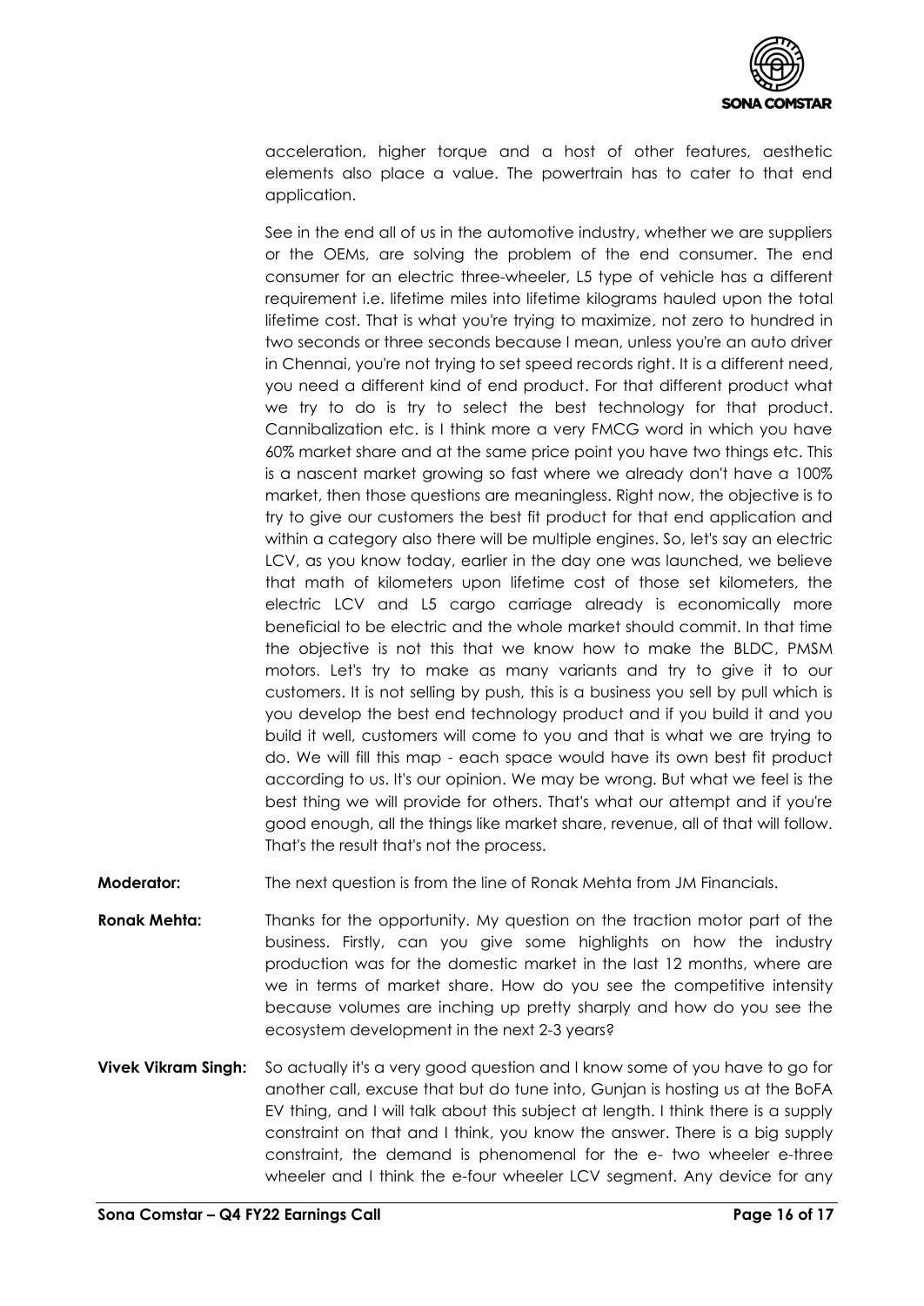acceleration, higher torque and a host of other features, aesthetic elements also place a value. The powertrain has to cater to that end application.

See in the end all of us in the automotive industry, whether we are suppliers or the OEMs, are solving the problem of the end consumer. The end consumer for an electric three-wheeler, L5 type of vehicle has a different requirement i.e. lifetime miles into lifetime kilograms hauled upon the total lifetime cost. That is what you're trying to maximize, not zero to hundred in two seconds or three seconds because I mean, unless you're an auto driver in Chennai, you're not trying to set speed records right. It is a different need, you need a different kind of end product. For that different product what we try to do is try to select the best technology for that product. Cannibalization etc. is I think more a very FMCG word in which you have 60% market share and at the same price point you have two things etc. This is a nascent market growing so fast where we already don't have a 100% market, then those questions are meaningless. Right now, the objective is to try to give our customers the best fit product for that end application and within a category also there will be multiple engines. So, let's say an electric LCV, as you know today, earlier in the day one was launched, we believe that math of kilometers upon lifetime cost of those set kilometers, the electric LCV and L5 cargo carriage already is economically more beneficial to be electric and the whole market should commit. In that time the objective is not this that we know how to make the BLDC, PMSM motors. Let's try to make as many variants and try to give it to our customers. It is not selling by push, this is a business you sell by pull which is you develop the best end technology product and if you build it and you build it well, customers will come to you and that is what we are trying to do. We will fill this map - each space would have its own best fit product according to us. It's our opinion. We may be wrong. But what we feel is the best thing we will provide for others. That's what our attempt and if you're good enough, all the things like market share, revenue, all of that will follow. That's the result that's not the process.

**Moderator:** The next question is from the line of Ronak Mehta from JM Financials.

**Ronak Mehta:** Thanks for the opportunity. My question on the traction motor part of the business. Firstly, can you give some highlights on how the industry production was for the domestic market in the last 12 months, where are we in terms of market share. How do you see the competitive intensity because volumes are inching up pretty sharply and how do you see the ecosystem development in the next 2-3 years?

**Vivek Vikram Singh:** So actually it's a very good question and I know some of you have to go for another call, excuse that but do tune into, Gunjan is hosting us at the BoFA EV thing, and I will talk about this subject at length. I think there is a supply constraint on that and I think, you know the answer. There is a big supply constraint, the demand is phenomenal for the e- two wheeler e-three wheeler and I think the e-four wheeler LCV segment. Any device for any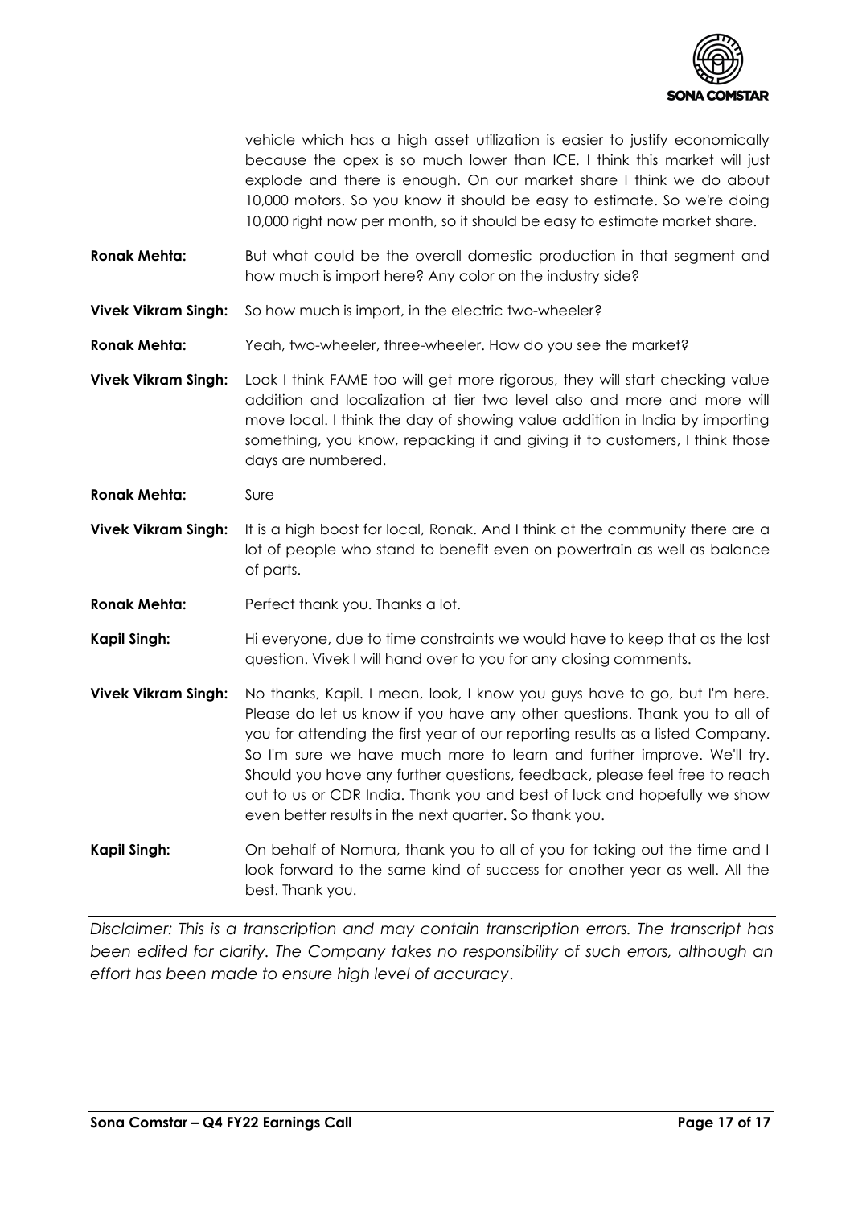vehicle which has a high asset utilization is easier to justify economically because the opex is so much lower than ICE. I think this market will just explode and there is enough. On our market share I think we do about 10,000 motors. So you know it should be easy to estimate. So we're doing 10,000 right now per month, so it should be easy to estimate market share.

**Ronak Mehta:** But what could be the overall domestic production in that segment and how much is import here? Any color on the industry side?

**Vivek Vikram Singh:** So how much is import, in the electric two-wheeler?

**Ronak Mehta:** Yeah, two-wheeler, three-wheeler. How do you see the market?

**Vivek Vikram Singh:** Look I think FAME too will get more rigorous, they will start checking value addition and localization at tier two level also and more and more will move local. I think the day of showing value addition in India by importing something, you know, repacking it and giving it to customers, I think those days are numbered.

**Ronak Mehta:** Sure

**Vivek Vikram Singh:** It is a high boost for local, Ronak. And I think at the community there are a lot of people who stand to benefit even on powertrain as well as balance of parts.

**Ronak Mehta:** Perfect thank you. Thanks a lot.

**Kapil Singh:** Hi everyone, due to time constraints we would have to keep that as the last question. Vivek I will hand over to you for any closing comments.

**Vivek Vikram Singh:** No thanks, Kapil. I mean, look, I know you guys have to go, but I'm here. Please do let us know if you have any other questions. Thank you to all of you for attending the first year of our reporting results as a listed Company. So I'm sure we have much more to learn and further improve. We'll try. Should you have any further questions, feedback, please feel free to reach out to us or CDR India. Thank you and best of luck and hopefully we show even better results in the next quarter. So thank you.

**Kapil Singh:** On behalf of Nomura, thank you to all of you for taking out the time and I look forward to the same kind of success for another year as well. All the best. Thank you.

*Disclaimer: This is a transcription and may contain transcription errors. The transcript has been edited for clarity. The Company takes no responsibility of such errors, although an effort has been made to ensure high level of accuracy.*